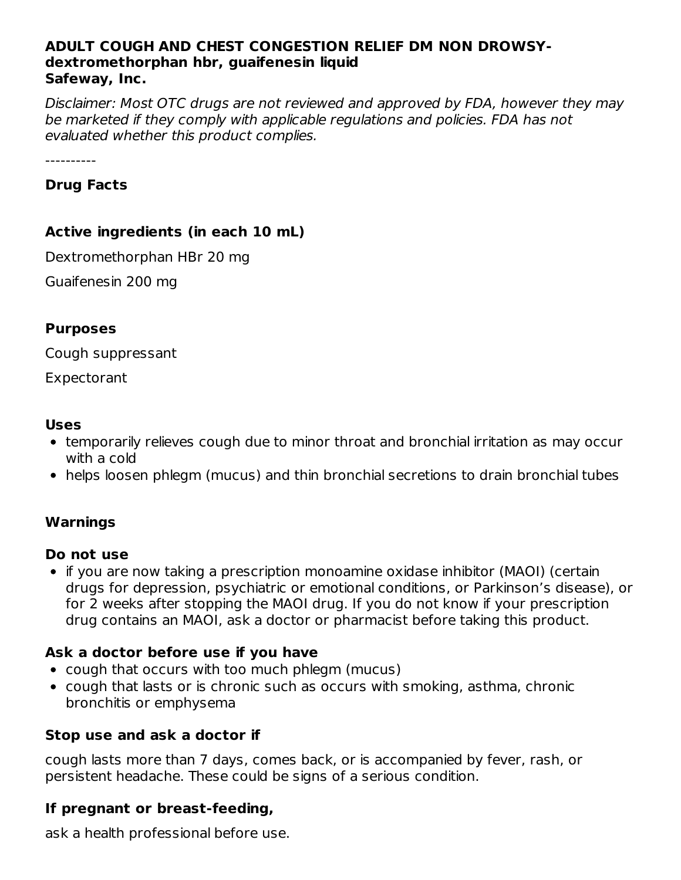**ADULT COUGH AND CHEST CONGESTION RELIEF DM NON DROWSY- dextromethorphan hbr, guaifenesin liquid**
**Safeway, Inc.**

*Disclaimer: Most OTC drugs are not reviewed and approved by FDA, however they may be marketed if they comply with applicable regulations and policies. FDA has not evaluated whether this product complies.*

----------

### Drug Facts

### Active ingredients (in each 10 mL)

Dextromethorphan HBr 20 mg

Guaifenesin 200 mg

### Purposes

Cough suppressant

Expectorant

### Uses

- temporarily relieves cough due to minor throat and bronchial irritation as may occur with a cold
- helps loosen phlegm (mucus) and thin bronchial secretions to drain bronchial tubes

### Warnings

#### Do not use

- if you are now taking a prescription monoamine oxidase inhibitor (MAOI) (certain drugs for depression, psychiatric or emotional conditions, or Parkinson's disease), or for 2 weeks after stopping the MAOI drug. If you do not know if your prescription drug contains an MAOI, ask a doctor or pharmacist before taking this product.

#### Ask a doctor before use if you have

- cough that occurs with too much phlegm (mucus)
- cough that lasts or is chronic such as occurs with smoking, asthma, chronic bronchitis or emphysema

#### Stop use and ask a doctor if

cough lasts more than 7 days, comes back, or is accompanied by fever, rash, or persistent headache. These could be signs of a serious condition.

#### If pregnant or breast-feeding,

ask a health professional before use.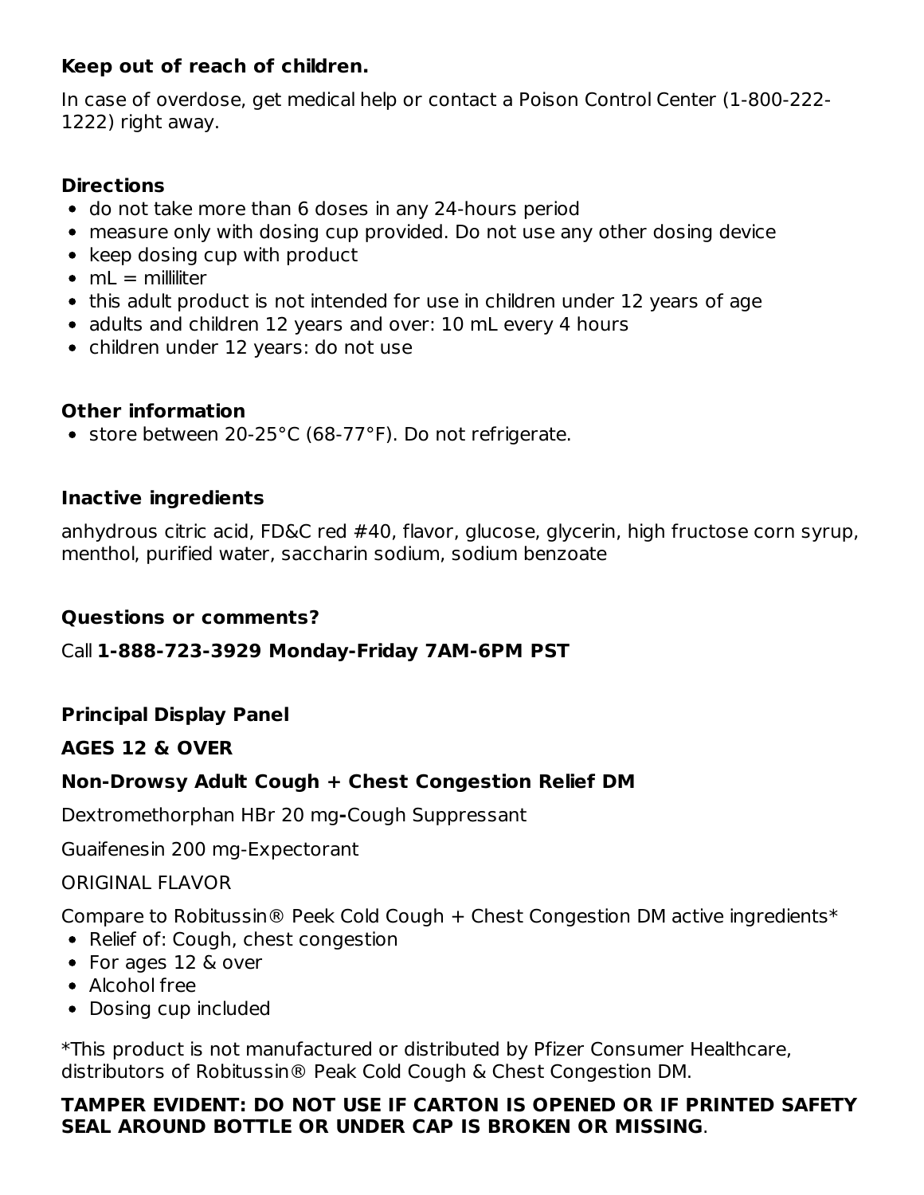**Keep out of reach of children.**

In case of overdose, get medical help or contact a Poison Control Center (1-800-222-1222) right away.

**Directions**

- do not take more than 6 doses in any 24-hours period
- measure only with dosing cup provided. Do not use any other dosing device
- keep dosing cup with product
- mL = milliliter
- this adult product is not intended for use in children under 12 years of age
- adults and children 12 years and over: 10 mL every 4 hours
- children under 12 years: do not use

**Other information**

- store between 20-25°C (68-77°F). Do not refrigerate.

**Inactive ingredients**

anhydrous citric acid, FD&C red #40, flavor, glucose, glycerin, high fructose corn syrup, menthol, purified water, saccharin sodium, sodium benzoate

**Questions or comments?**

Call **1-888-723-3929 Monday-Friday 7AM-6PM PST**

**Principal Display Panel**

**AGES 12 & OVER**

**Non-Drowsy Adult Cough + Chest Congestion Relief DM**

Dextromethorphan HBr 20 mg**-**Cough Suppressant

Guaifenesin 200 mg-Expectorant

ORIGINAL FLAVOR

Compare to Robitussin® Peek Cold Cough + Chest Congestion DM active ingredients*

- Relief of: Cough, chest congestion
- For ages 12 & over
- Alcohol free
- Dosing cup included

*This product is not manufactured or distributed by Pfizer Consumer Healthcare, distributors of Robitussin® Peak Cold Cough & Chest Congestion DM.

**TAMPER EVIDENT: DO NOT USE IF CARTON IS OPENED OR IF PRINTED SAFETY SEAL AROUND BOTTLE OR UNDER CAP IS BROKEN OR MISSING**.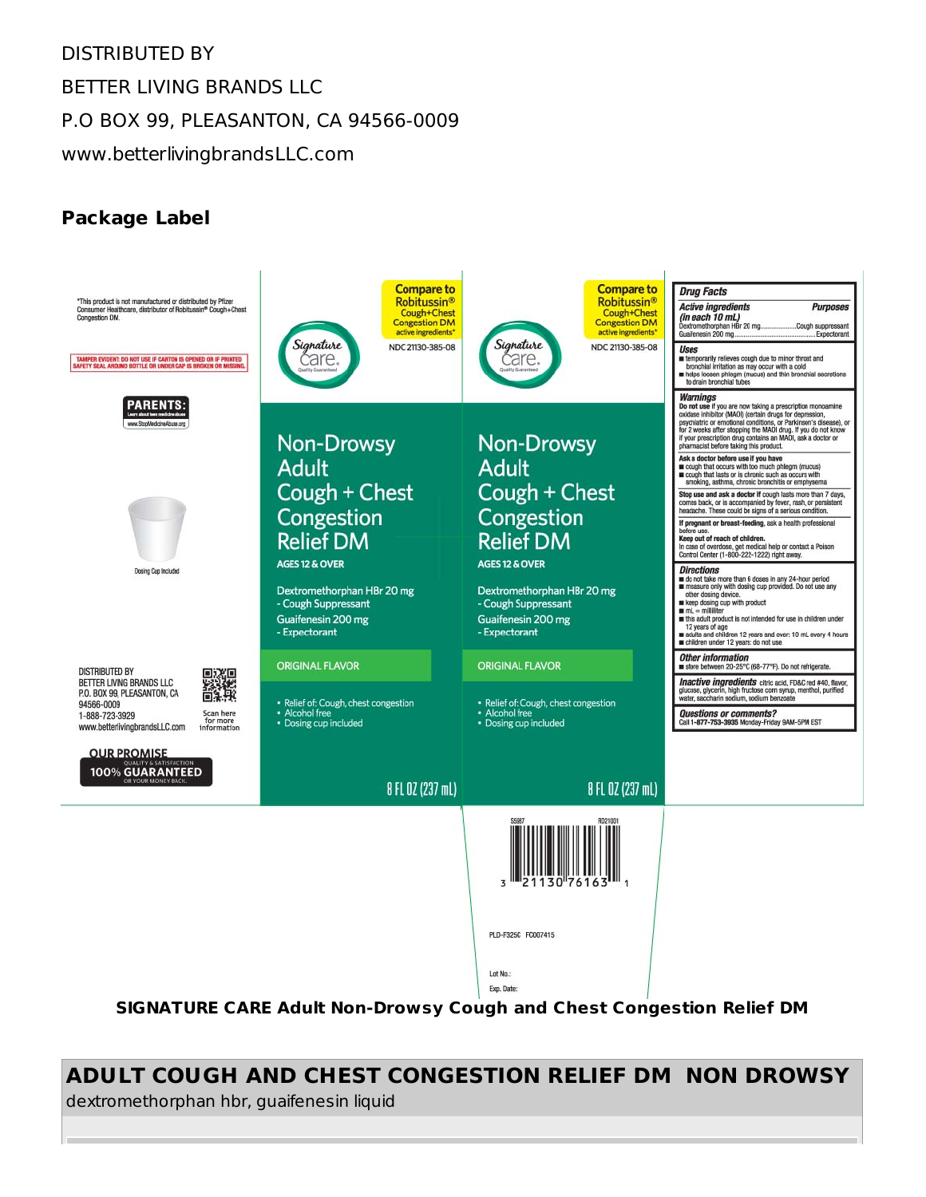DISTRIBUTED BY

BETTER LIVING BRANDS LLC

P.O BOX 99, PLEASANTON, CA 94566-0009

www.betterlivingbrandsLLC.com

**Package Label**

*This product is not manufactured or distributed by Pfizer Consumer Healthcare, distributor of Robitussin® Cough+Chest Congestion DM.

TAMPER EVIDENT: DO NOT USE IF CARTON IS OPENED OR IF PRINTED SAFETY SEAL AROUND BOTTLE OR UNDER CAP IS BROKEN OR MISSING.

PARENTS: Learn about teen medicine abuse www.StopMedicineAbuse.org

Dosing Cup Included

DISTRIBUTED BY
BETTER LIVING BRANDS LLC
P.O. BOX 99, PLEASANTON, CA
94566-0009
1-888-723-3929
www.betterlivingbrandsLLC.com

Scan here for more information

OUR PROMISE
QUALITY & SATISFACTION
100% GUARANTEED
OR YOUR MONEY BACK.

Compare to Robitussin® Cough+Chest Congestion DM active ingredients*

Signature care. Quality Guaranteed

NDC 21130-385-08

Non-Drowsy
Adult
Cough + Chest
Congestion
Relief DM

AGES 12 & OVER

Dextromethorphan HBr 20 mg
- Cough Suppressant
Guaifenesin 200 mg
- Expectorant

ORIGINAL FLAVOR

- Relief of: Cough, chest congestion
- Alcohol free
- Dosing cup included

8 FL OZ (237 mL)

**Drug Facts**

| Active ingredients (in each 10 mL) | Purposes |
| --- | --- |
| Dextromethorphan HBr 20 mg | Cough suppressant |
| Guaifenesin 200 mg | Expectorant |

**Uses**
- temporarily relieves cough due to minor throat and bronchial irritation as may occur with a cold
- helps loosen phlegm (mucus) and thin bronchial secretions to drain bronchial tubes

**Warnings**

**Do not use** if you are now taking a prescription monoamine oxidase inhibitor (MAOI) (certain drugs for depression, psychiatric or emotional conditions, or Parkinson's disease), or for 2 weeks after stopping the MAOI drug. If you do not know if your prescription drug contains an MAOI, ask a doctor or pharmacist before taking this product.

**Ask a doctor before use if you have**
- cough that occurs with too much phlegm (mucus)
- cough that lasts or is chronic such as occurs with smoking, asthma, chronic bronchitis or emphysema

**Stop use and ask a doctor if** cough lasts more than 7 days, comes back, or is accompanied by fever, rash, or persistent headache. These could be signs of a serious condition.

**If pregnant or breast-feeding,** ask a health professional before use.

**Keep out of reach of children.**
In case of overdose, get medical help or contact a Poison Control Center (1-800-222-1222) right away.

**Directions**
- do not take more than 6 doses in any 24-hour period
- measure only with dosing cup provided. Do not use any other dosing device.
- keep dosing cup with product
- mL = milliliter
- this adult product is not intended for use in children under 12 years of age
- adults and children 12 years and over: 10 mL every 4 hours
- children under 12 years: do not use

**Other information**
- store between 20-25°C (68-77°F). Do not refrigerate.

**Inactive ingredients** citric acid, FD&C red #40, flavor, glucose, glycerin, high fructose corn syrup, menthol, purified water, saccharin sodium, sodium benzoate

**Questions or comments?**
Call 1-877-753-3935 Monday-Friday 9AM-5PM EST

S5987 RD21001

3 21130 76163 1

PLD-F3250 FC007415

Lot No.:

Exp. Date:

**SIGNATURE CARE Adult Non-Drowsy Cough and Chest Congestion Relief DM**

## ADULT COUGH AND CHEST CONGESTION RELIEF DM NON DROWSY

dextromethorphan hbr, guaifenesin liquid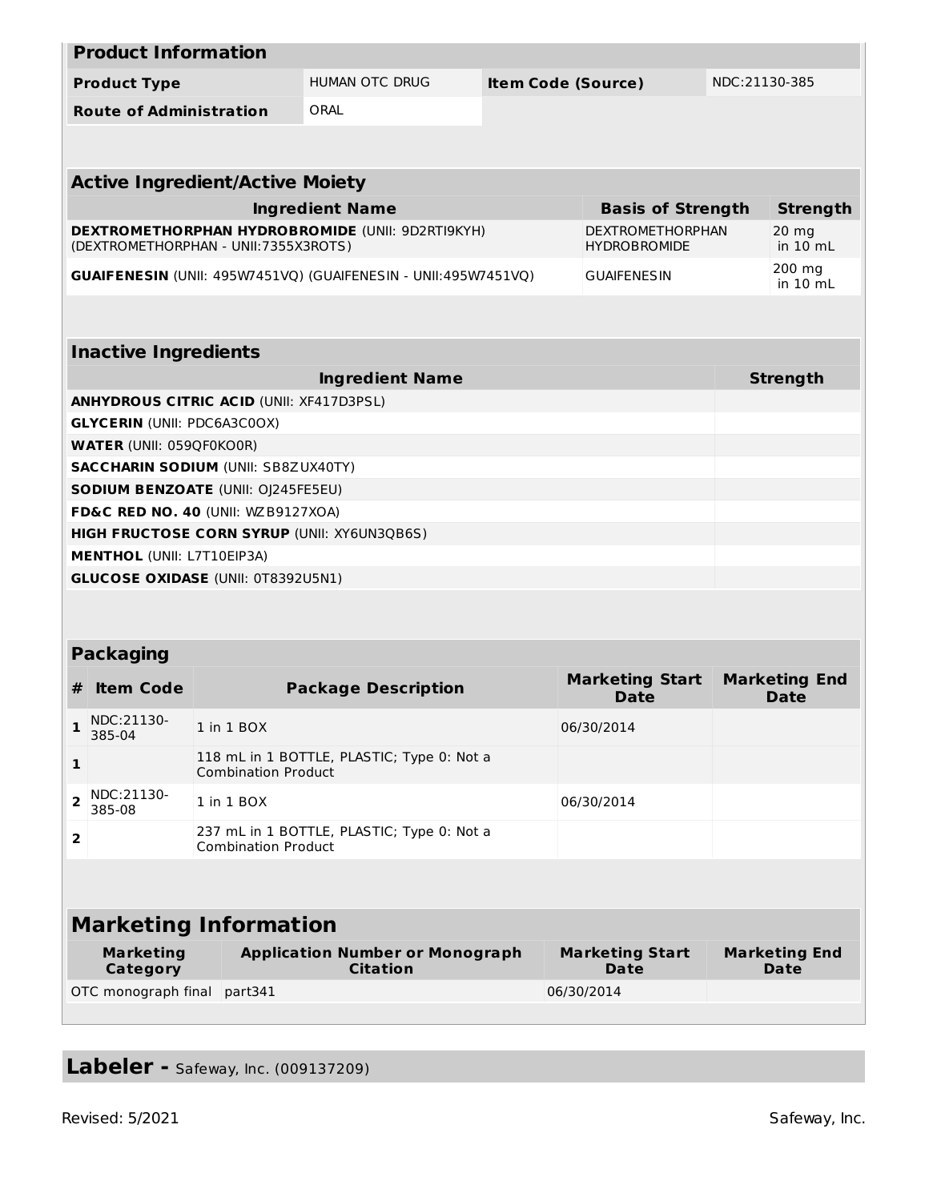## Product Information

| | | | |
|---|---|---|---|
| **Product Type** | HUMAN OTC DRUG | **Item Code (Source)** | NDC:21130-385 |
| **Route of Administration** | ORAL | | |

## Active Ingredient/Active Moiety

| Ingredient Name | Basis of Strength | Strength |
|---|---|---|
| **DEXTROMETHORPHAN HYDROBROMIDE** (UNII: 9D2RTI9KYH) (DEXTROMETHORPHAN - UNII:7355X3ROTS) | DEXTROMETHORPHAN HYDROBROMIDE | 20 mg in 10 mL |
| **GUAIFENESIN** (UNII: 495W7451VQ) (GUAIFENESIN - UNII:495W7451VQ) | GUAIFENESIN | 200 mg in 10 mL |

## Inactive Ingredients

| Ingredient Name | Strength |
|---|---|
| **ANHYDROUS CITRIC ACID** (UNII: XF417D3PSL) | |
| **GLYCERIN** (UNII: PDC6A3C0OX) | |
| **WATER** (UNII: 059QF0KO0R) | |
| **SACCHARIN SODIUM** (UNII: SB8ZUX40TY) | |
| **SODIUM BENZOATE** (UNII: OJ245FE5EU) | |
| **FD&C RED NO. 40** (UNII: WZB9127XOA) | |
| **HIGH FRUCTOSE CORN SYRUP** (UNII: XY6UN3QB6S) | |
| **MENTHOL** (UNII: L7T10EIP3A) | |
| **GLUCOSE OXIDASE** (UNII: 0T8392U5N1) | |

## Packaging

| # | Item Code | Package Description | Marketing Start Date | Marketing End Date |
|---|---|---|---|---|
| 1 | NDC:21130-385-04 | 1 in 1 BOX | 06/30/2014 | |
| 1 | | 118 mL in 1 BOTTLE, PLASTIC; Type 0: Not a Combination Product | | |
| 2 | NDC:21130-385-08 | 1 in 1 BOX | 06/30/2014 | |
| 2 | | 237 mL in 1 BOTTLE, PLASTIC; Type 0: Not a Combination Product | | |

## Marketing Information

| Marketing Category | Application Number or Monograph Citation | Marketing Start Date | Marketing End Date |
|---|---|---|---|
| OTC monograph final | part341 | 06/30/2014 | |

## Labeler - Safeway, Inc. (009137209)

Revised: 5/2021

Safeway, Inc.